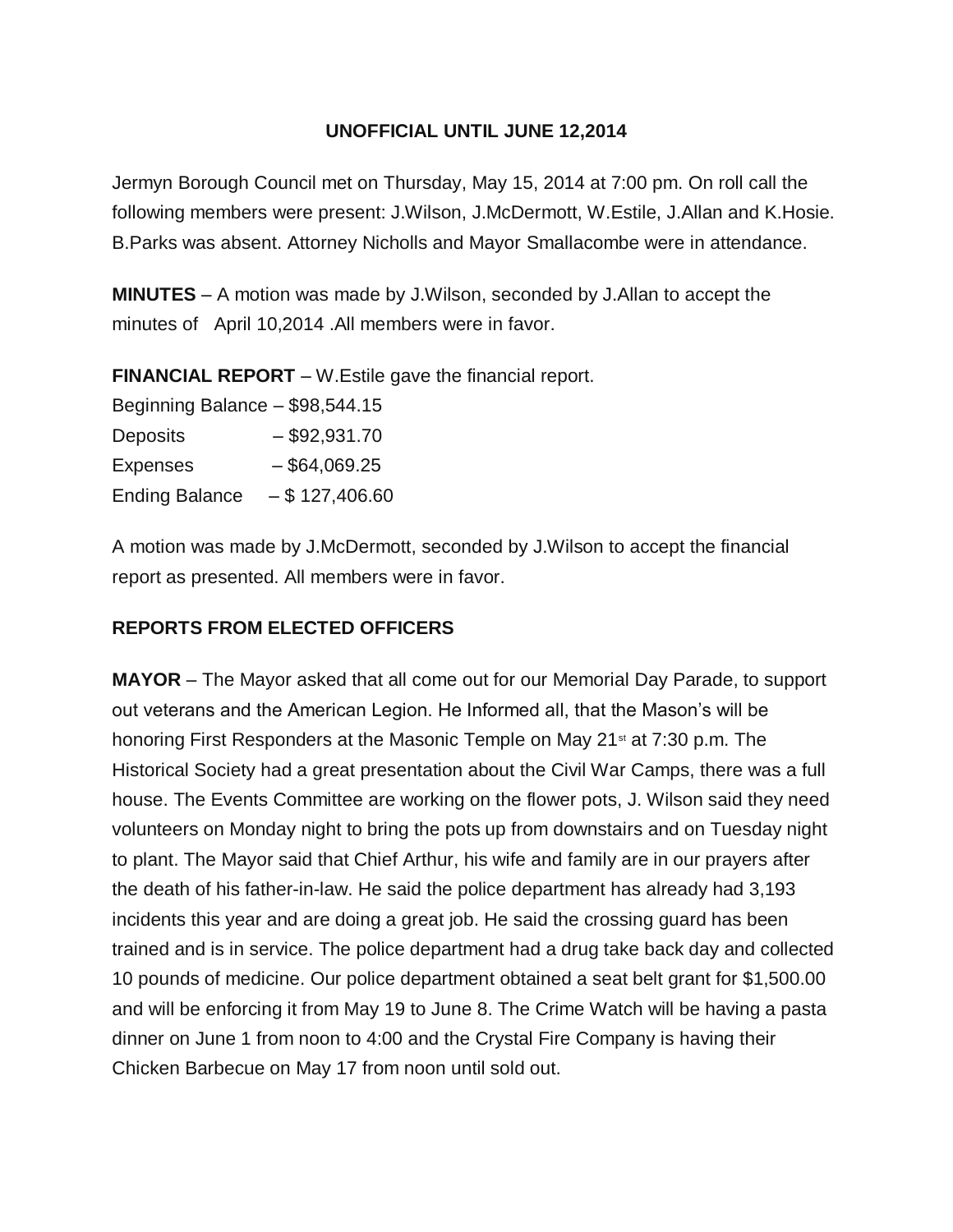**UNOFFICIAL UNTIL JUNE 12,2014**

Jermyn Borough Council met on Thursday, May 15, 2014 at 7:00 pm. On roll call the following members were present: J.Wilson, J.McDermott, W.Estile, J.Allan and K.Hosie. B.Parks was absent. Attorney Nicholls and Mayor Smallacombe were in attendance.

**MINUTES** – A motion was made by J.Wilson, seconded by J.Allan to accept the minutes of April 10,2014 .All members were in favor.

**FINANCIAL REPORT** – W.Estile gave the financial report.

Beginning Balance – $98,544.15
Deposits – $92,931.70
Expenses – $64,069.25
Ending Balance – $ 127,406.60

A motion was made by J.McDermott, seconded by J.Wilson to accept the financial report as presented. All members were in favor.

**REPORTS FROM ELECTED OFFICERS**

**MAYOR** – The Mayor asked that all come out for our Memorial Day Parade, to support out veterans and the American Legion. He Informed all, that the Mason's will be honoring First Responders at the Masonic Temple on May 21st at 7:30 p.m. The Historical Society had a great presentation about the Civil War Camps, there was a full house. The Events Committee are working on the flower pots, J. Wilson said they need volunteers on Monday night to bring the pots up from downstairs and on Tuesday night to plant. The Mayor said that Chief Arthur, his wife and family are in our prayers after the death of his father-in-law. He said the police department has already had 3,193 incidents this year and are doing a great job. He said the crossing guard has been trained and is in service. The police department had a drug take back day and collected 10 pounds of medicine. Our police department obtained a seat belt grant for $1,500.00 and will be enforcing it from May 19 to June 8. The Crime Watch will be having a pasta dinner on June 1 from noon to 4:00 and the Crystal Fire Company is having their Chicken Barbecue on May 17 from noon until sold out.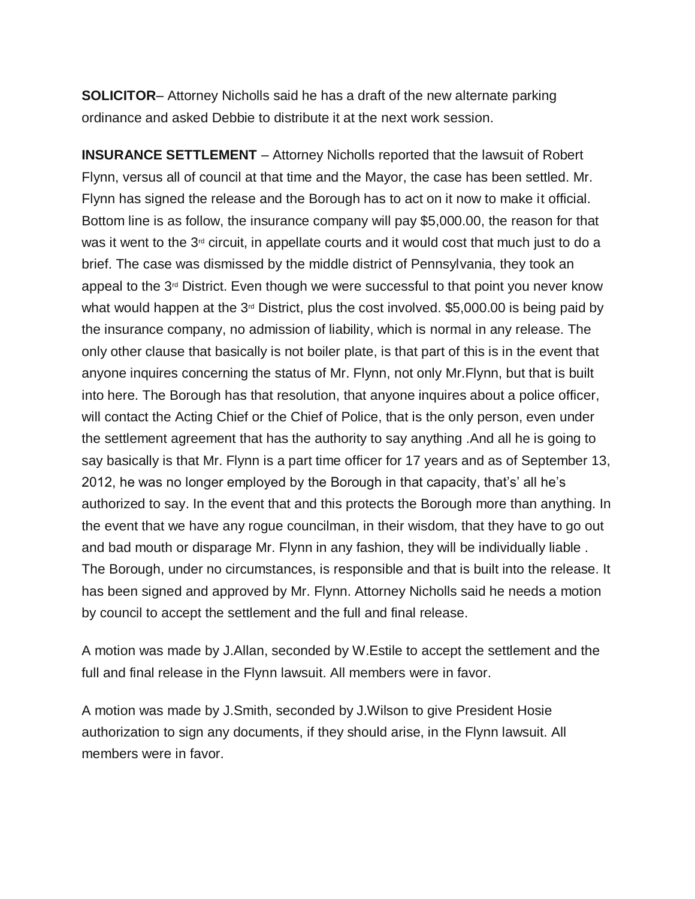**SOLICITOR**– Attorney Nicholls said he has a draft of the new alternate parking ordinance and asked Debbie to distribute it at the next work session.

**INSURANCE SETTLEMENT** – Attorney Nicholls reported that the lawsuit of Robert Flynn, versus all of council at that time and the Mayor, the case has been settled. Mr. Flynn has signed the release and the Borough has to act on it now to make it official. Bottom line is as follow, the insurance company will pay $5,000.00, the reason for that was it went to the 3rd circuit, in appellate courts and it would cost that much just to do a brief. The case was dismissed by the middle district of Pennsylvania, they took an appeal to the 3rd District. Even though we were successful to that point you never know what would happen at the 3rd District, plus the cost involved. $5,000.00 is being paid by the insurance company, no admission of liability, which is normal in any release. The only other clause that basically is not boiler plate, is that part of this is in the event that anyone inquires concerning the status of Mr. Flynn, not only Mr.Flynn, but that is built into here. The Borough has that resolution, that anyone inquires about a police officer, will contact the Acting Chief or the Chief of Police, that is the only person, even under the settlement agreement that has the authority to say anything .And all he is going to say basically is that Mr. Flynn is a part time officer for 17 years and as of September 13, 2012, he was no longer employed by the Borough in that capacity, that's' all he's authorized to say. In the event that and this protects the Borough more than anything. In the event that we have any rogue councilman, in their wisdom, that they have to go out and bad mouth or disparage Mr. Flynn in any fashion, they will be individually liable . The Borough, under no circumstances, is responsible and that is built into the release. It has been signed and approved by Mr. Flynn. Attorney Nicholls said he needs a motion by council to accept the settlement and the full and final release.

A motion was made by J.Allan, seconded by W.Estile to accept the settlement and the full and final release in the Flynn lawsuit. All members were in favor.

A motion was made by J.Smith, seconded by J.Wilson to give President Hosie authorization to sign any documents, if they should arise, in the Flynn lawsuit. All members were in favor.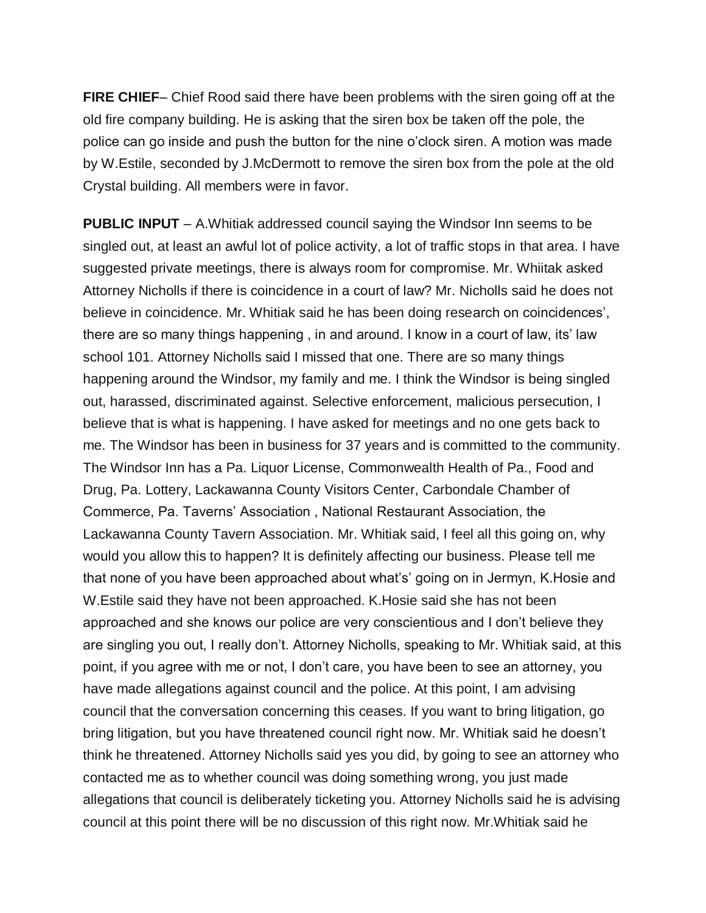**FIRE CHIEF**– Chief Rood said there have been problems with the siren going off at the old fire company building. He is asking that the siren box be taken off the pole, the police can go inside and push the button for the nine o'clock siren. A motion was made by W.Estile, seconded by J.McDermott to remove the siren box from the pole at the old Crystal building. All members were in favor.

**PUBLIC INPUT** – A.Whitiak addressed council saying the Windsor Inn seems to be singled out, at least an awful lot of police activity, a lot of traffic stops in that area. I have suggested private meetings, there is always room for compromise. Mr. Whiitak asked Attorney Nicholls if there is coincidence in a court of law? Mr. Nicholls said he does not believe in coincidence. Mr. Whitiak said he has been doing research on coincidences', there are so many things happening , in and around. I know in a court of law, its' law school 101. Attorney Nicholls said I missed that one. There are so many things happening around the Windsor, my family and me. I think the Windsor is being singled out, harassed, discriminated against. Selective enforcement, malicious persecution, I believe that is what is happening. I have asked for meetings and no one gets back to me. The Windsor has been in business for 37 years and is committed to the community. The Windsor Inn has a Pa. Liquor License, Commonwealth Health of Pa., Food and Drug, Pa. Lottery, Lackawanna County Visitors Center, Carbondale Chamber of Commerce, Pa. Taverns' Association , National Restaurant Association, the Lackawanna County Tavern Association. Mr. Whitiak said, I feel all this going on, why would you allow this to happen? It is definitely affecting our business. Please tell me that none of you have been approached about what's' going on in Jermyn, K.Hosie and W.Estile said they have not been approached. K.Hosie said she has not been approached and she knows our police are very conscientious and I don't believe they are singling you out, I really don't. Attorney Nicholls, speaking to Mr. Whitiak said, at this point, if you agree with me or not, I don't care, you have been to see an attorney, you have made allegations against council and the police. At this point, I am advising council that the conversation concerning this ceases. If you want to bring litigation, go bring litigation, but you have threatened council right now. Mr. Whitiak said he doesn't think he threatened. Attorney Nicholls said yes you did, by going to see an attorney who contacted me as to whether council was doing something wrong, you just made allegations that council is deliberately ticketing you. Attorney Nicholls said he is advising council at this point there will be no discussion of this right now. Mr.Whitiak said he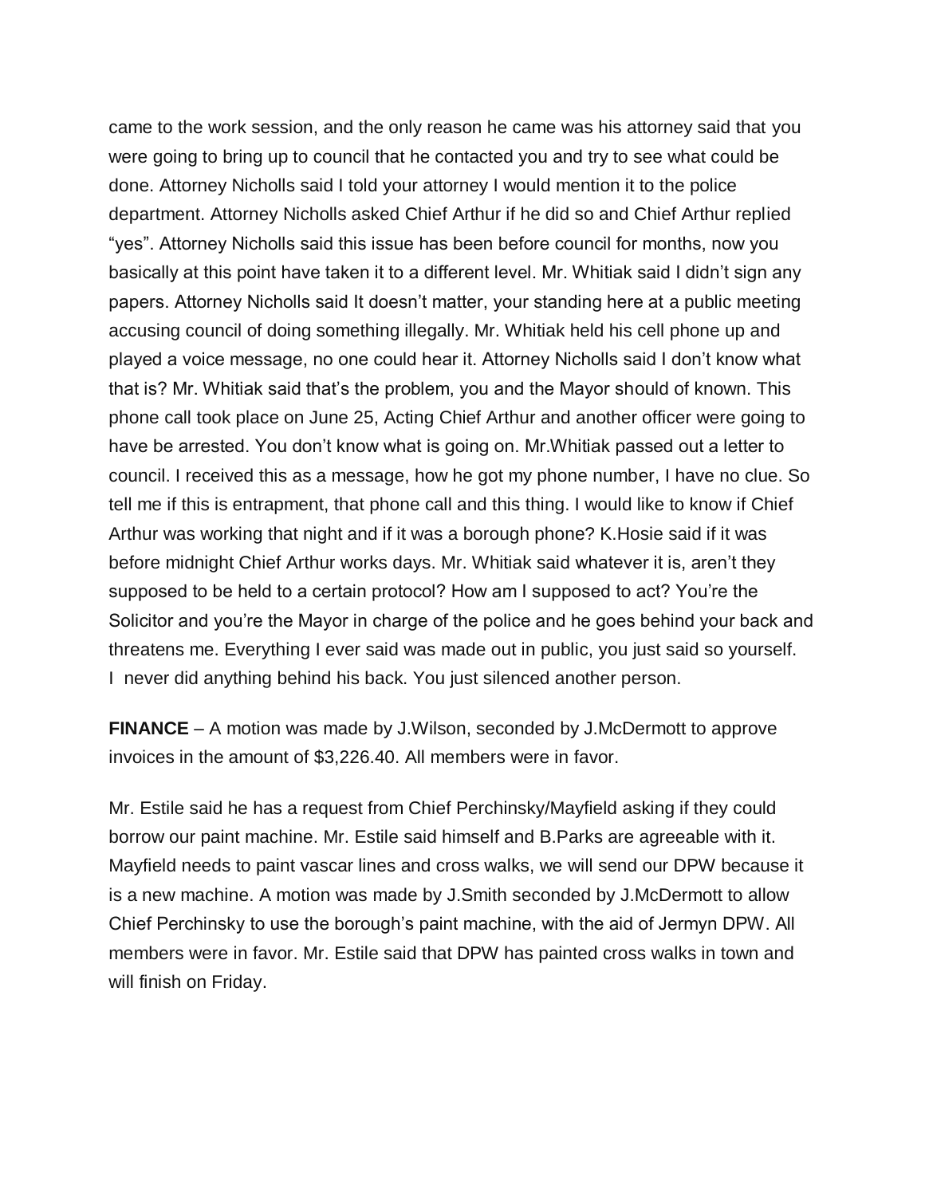came to the work session, and the only reason he came was his attorney said that you were going to bring up to council that he contacted you and try to see what could be done. Attorney Nicholls said I told your attorney I would mention it to the police department. Attorney Nicholls asked Chief Arthur if he did so and Chief Arthur replied "yes". Attorney Nicholls said this issue has been before council for months, now you basically at this point have taken it to a different level. Mr. Whitiak said I didn't sign any papers. Attorney Nicholls said It doesn't matter, your standing here at a public meeting accusing council of doing something illegally. Mr. Whitiak held his cell phone up and played a voice message, no one could hear it. Attorney Nicholls said I don't know what that is? Mr. Whitiak said that's the problem, you and the Mayor should of known. This phone call took place on June 25, Acting Chief Arthur and another officer were going to have be arrested. You don't know what is going on. Mr.Whitiak passed out a letter to council. I received this as a message, how he got my phone number, I have no clue. So tell me if this is entrapment, that phone call and this thing. I would like to know if Chief Arthur was working that night and if it was a borough phone? K.Hosie said if it was before midnight Chief Arthur works days. Mr. Whitiak said whatever it is, aren't they supposed to be held to a certain protocol? How am I supposed to act? You're the Solicitor and you're the Mayor in charge of the police and he goes behind your back and threatens me. Everything I ever said was made out in public, you just said so yourself. I never did anything behind his back. You just silenced another person.

**FINANCE** – A motion was made by J.Wilson, seconded by J.McDermott to approve invoices in the amount of $3,226.40. All members were in favor.

Mr. Estile said he has a request from Chief Perchinsky/Mayfield asking if they could borrow our paint machine. Mr. Estile said himself and B.Parks are agreeable with it. Mayfield needs to paint vascar lines and cross walks, we will send our DPW because it is a new machine. A motion was made by J.Smith seconded by J.McDermott to allow Chief Perchinsky to use the borough's paint machine, with the aid of Jermyn DPW. All members were in favor. Mr. Estile said that DPW has painted cross walks in town and will finish on Friday.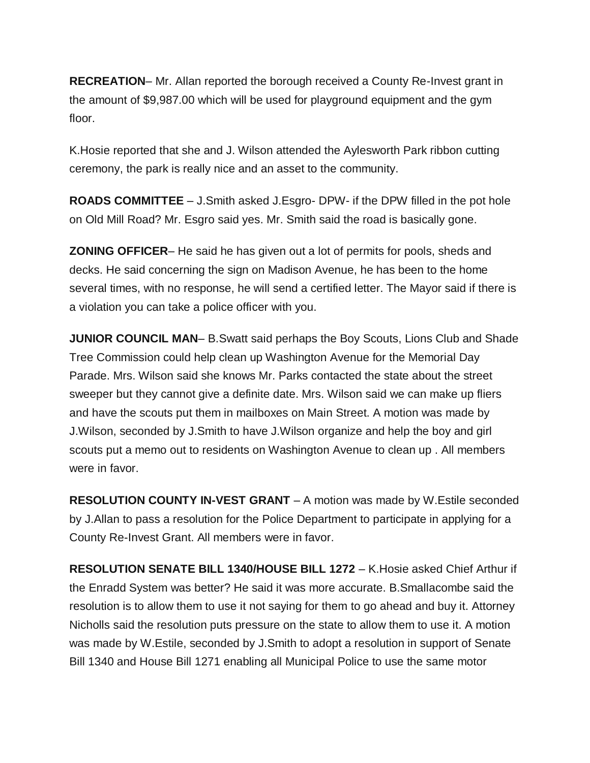**RECREATION**– Mr. Allan reported the borough received a County Re-Invest grant in the amount of $9,987.00 which will be used for playground equipment and the gym floor.

K.Hosie reported that she and J. Wilson attended the Aylesworth Park ribbon cutting ceremony, the park is really nice and an asset to the community.

**ROADS COMMITTEE** – J.Smith asked J.Esgro- DPW- if the DPW filled in the pot hole on Old Mill Road? Mr. Esgro said yes. Mr. Smith said the road is basically gone.

**ZONING OFFICER**– He said he has given out a lot of permits for pools, sheds and decks. He said concerning the sign on Madison Avenue, he has been to the home several times, with no response, he will send a certified letter. The Mayor said if there is a violation you can take a police officer with you.

**JUNIOR COUNCIL MAN**– B.Swatt said perhaps the Boy Scouts, Lions Club and Shade Tree Commission could help clean up Washington Avenue for the Memorial Day Parade. Mrs. Wilson said she knows Mr. Parks contacted the state about the street sweeper but they cannot give a definite date. Mrs. Wilson said we can make up fliers and have the scouts put them in mailboxes on Main Street. A motion was made by J.Wilson, seconded by J.Smith to have J.Wilson organize and help the boy and girl scouts put a memo out to residents on Washington Avenue to clean up . All members were in favor.

**RESOLUTION COUNTY IN-VEST GRANT** – A motion was made by W.Estile seconded by J.Allan to pass a resolution for the Police Department to participate in applying for a County Re-Invest Grant. All members were in favor.

**RESOLUTION SENATE BILL 1340/HOUSE BILL 1272** – K.Hosie asked Chief Arthur if the Enradd System was better? He said it was more accurate. B.Smallacombe said the resolution is to allow them to use it not saying for them to go ahead and buy it. Attorney Nicholls said the resolution puts pressure on the state to allow them to use it. A motion was made by W.Estile, seconded by J.Smith to adopt a resolution in support of Senate Bill 1340 and House Bill 1271 enabling all Municipal Police to use the same motor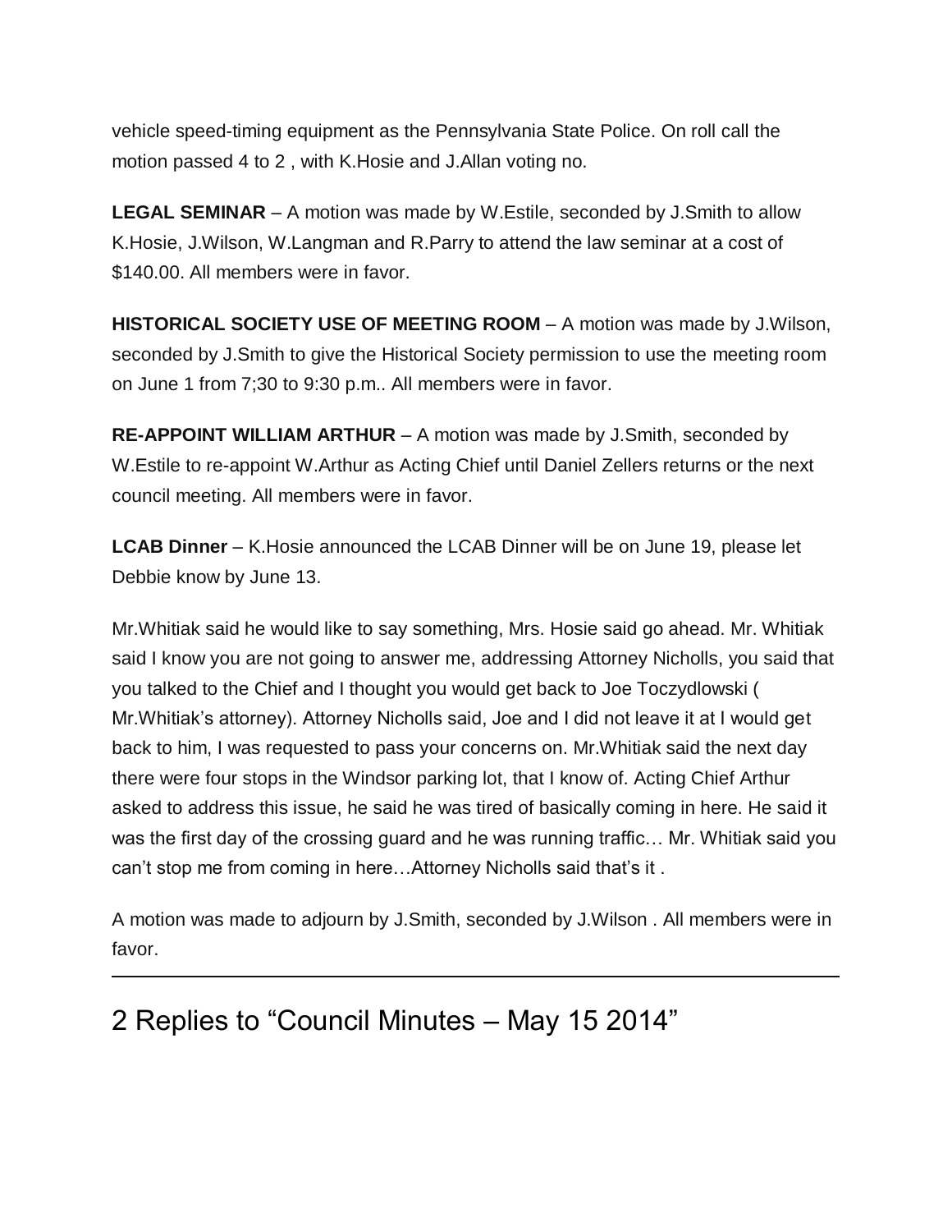vehicle speed-timing equipment as the Pennsylvania State Police. On roll call the motion passed 4 to 2 , with K.Hosie and J.Allan voting no.

**LEGAL SEMINAR** – A motion was made by W.Estile, seconded by J.Smith to allow K.Hosie, J.Wilson, W.Langman and R.Parry to attend the law seminar at a cost of $140.00. All members were in favor.

**HISTORICAL SOCIETY USE OF MEETING ROOM** – A motion was made by J.Wilson, seconded by J.Smith to give the Historical Society permission to use the meeting room on June 1 from 7;30 to 9:30 p.m.. All members were in favor.

**RE-APPOINT WILLIAM ARTHUR** – A motion was made by J.Smith, seconded by W.Estile to re-appoint W.Arthur as Acting Chief until Daniel Zellers returns or the next council meeting. All members were in favor.

**LCAB Dinner** – K.Hosie announced the LCAB Dinner will be on June 19, please let Debbie know by June 13.

Mr.Whitiak said he would like to say something, Mrs. Hosie said go ahead. Mr. Whitiak said I know you are not going to answer me, addressing Attorney Nicholls, you said that you talked to the Chief and I thought you would get back to Joe Toczydlowski ( Mr.Whitiak's attorney). Attorney Nicholls said, Joe and I did not leave it at I would get back to him, I was requested to pass your concerns on. Mr.Whitiak said the next day there were four stops in the Windsor parking lot, that I know of. Acting Chief Arthur asked to address this issue, he said he was tired of basically coming in here. He said it was the first day of the crossing guard and he was running traffic… Mr. Whitiak said you can't stop me from coming in here…Attorney Nicholls said that's it .

A motion was made to adjourn by J.Smith, seconded by J.Wilson . All members were in favor.

---

## 2 Replies to "Council Minutes – May 15 2014"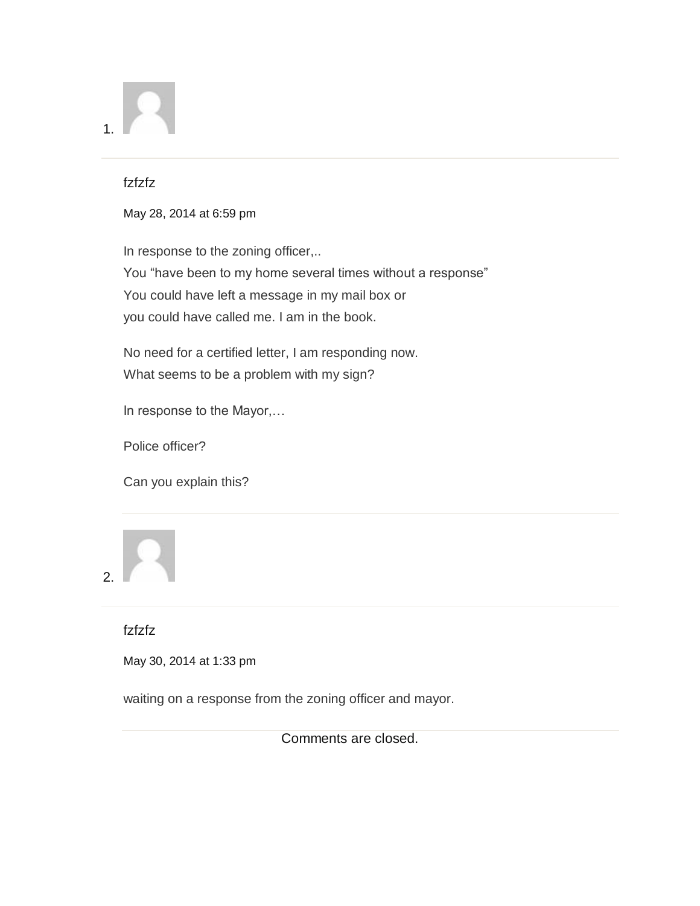1.

fzfzfz

May 28, 2014 at 6:59 pm

In response to the zoning officer,..
You “have been to my home several times without a response”
You could have left a message in my mail box or
you could have called me. I am in the book.

No need for a certified letter, I am responding now.
What seems to be a problem with my sign?

In response to the Mayor,…

Police officer?

Can you explain this?

2.

fzfzfz

May 30, 2014 at 1:33 pm

waiting on a response from the zoning officer and mayor.

Comments are closed.